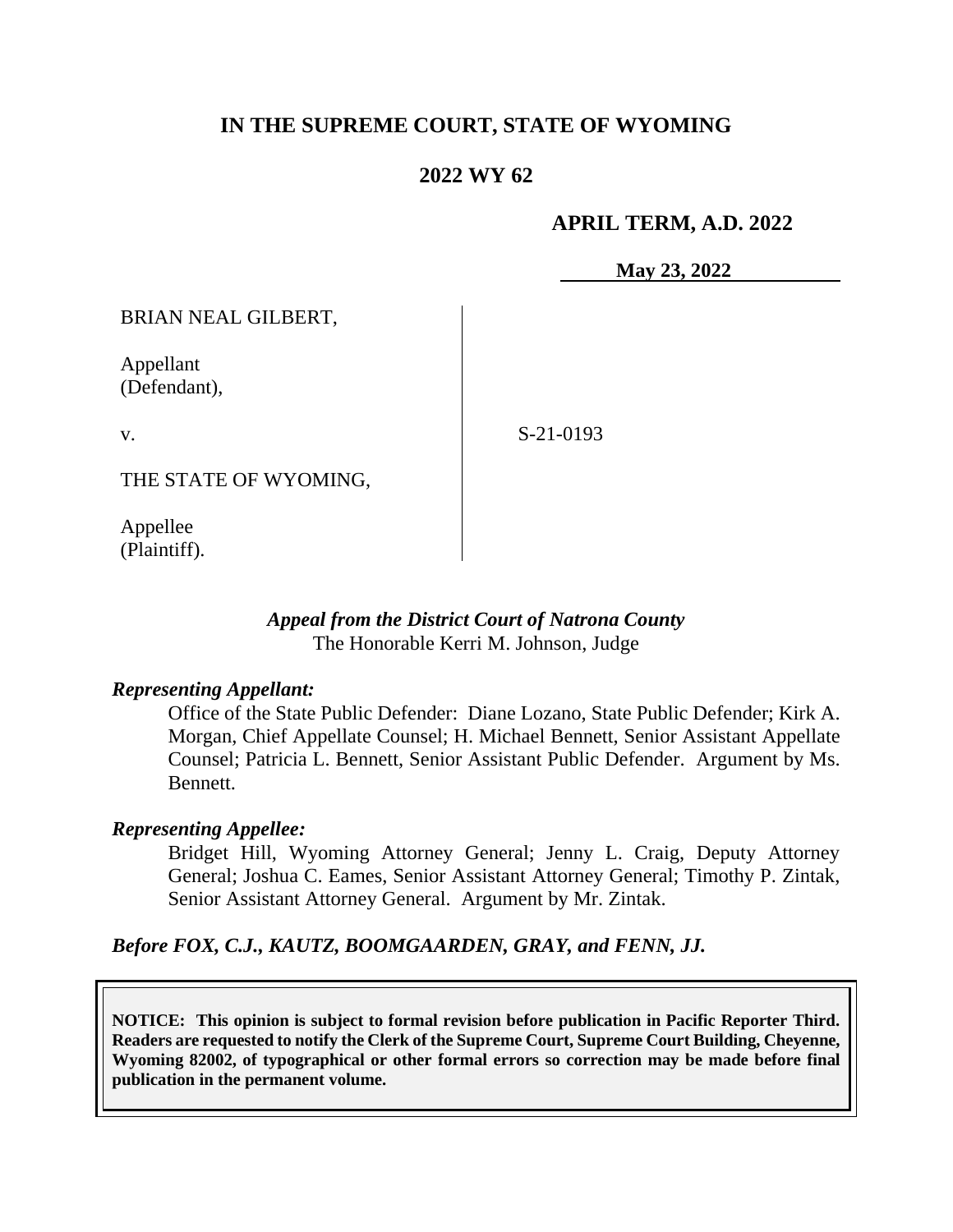# IN THE SUPREME COURT, STATE OF WYOMING

## 2022 WY 62

**APRIL TERM, A.D. 2022**

**May 23, 2022**

BRIAN NEAL GILBERT,

Appellant
(Defendant),

v.

THE STATE OF WYOMING,

Appellee
(Plaintiff).

S-21-0193

***Appeal from the District Court of Natrona County***
The Honorable Kerri M. Johnson, Judge

***Representing Appellant:***

Office of the State Public Defender: Diane Lozano, State Public Defender; Kirk A. Morgan, Chief Appellate Counsel; H. Michael Bennett, Senior Assistant Appellate Counsel; Patricia L. Bennett, Senior Assistant Public Defender. Argument by Ms. Bennett.

***Representing Appellee:***

Bridget Hill, Wyoming Attorney General; Jenny L. Craig, Deputy Attorney General; Joshua C. Eames, Senior Assistant Attorney General; Timothy P. Zintak, Senior Assistant Attorney General. Argument by Mr. Zintak.

***Before FOX, C.J., KAUTZ, BOOMGAARDEN, GRAY, and FENN, JJ.***

**NOTICE: This opinion is subject to formal revision before publication in Pacific Reporter Third. Readers are requested to notify the Clerk of the Supreme Court, Supreme Court Building, Cheyenne, Wyoming 82002, of typographical or other formal errors so correction may be made before final publication in the permanent volume.**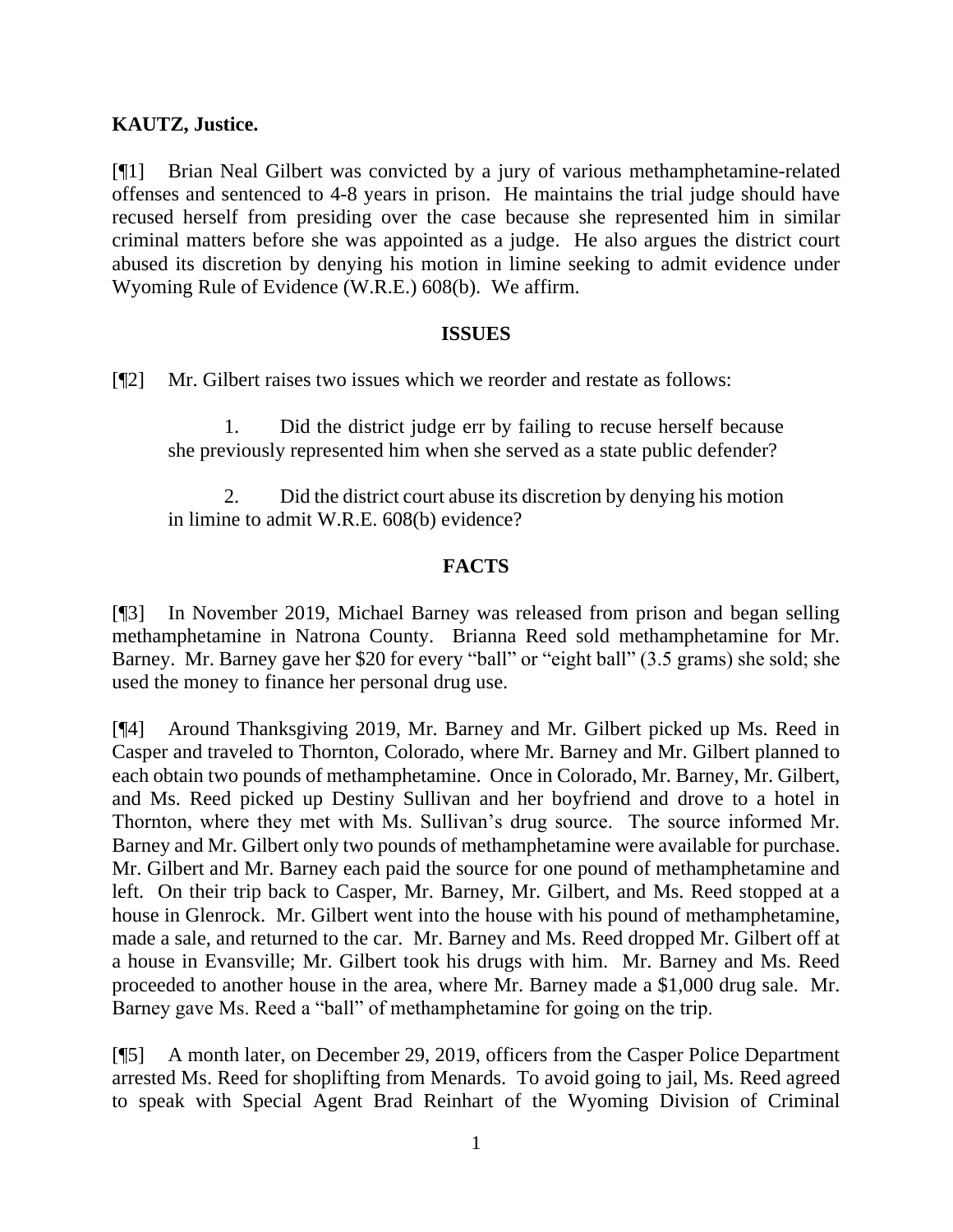**KAUTZ, Justice.**

[¶1] Brian Neal Gilbert was convicted by a jury of various methamphetamine-related offenses and sentenced to 4-8 years in prison. He maintains the trial judge should have recused herself from presiding over the case because she represented him in similar criminal matters before she was appointed as a judge. He also argues the district court abused its discretion by denying his motion in limine seeking to admit evidence under Wyoming Rule of Evidence (W.R.E.) 608(b). We affirm.

## ISSUES

[¶2] Mr. Gilbert raises two issues which we reorder and restate as follows:

> 1. Did the district judge err by failing to recuse herself because she previously represented him when she served as a state public defender?
>
> 2. Did the district court abuse its discretion by denying his motion in limine to admit W.R.E. 608(b) evidence?

## FACTS

[¶3] In November 2019, Michael Barney was released from prison and began selling methamphetamine in Natrona County. Brianna Reed sold methamphetamine for Mr. Barney. Mr. Barney gave her $20 for every "ball" or "eight ball" (3.5 grams) she sold; she used the money to finance her personal drug use.

[¶4] Around Thanksgiving 2019, Mr. Barney and Mr. Gilbert picked up Ms. Reed in Casper and traveled to Thornton, Colorado, where Mr. Barney and Mr. Gilbert planned to each obtain two pounds of methamphetamine. Once in Colorado, Mr. Barney, Mr. Gilbert, and Ms. Reed picked up Destiny Sullivan and her boyfriend and drove to a hotel in Thornton, where they met with Ms. Sullivan's drug source. The source informed Mr. Barney and Mr. Gilbert only two pounds of methamphetamine were available for purchase. Mr. Gilbert and Mr. Barney each paid the source for one pound of methamphetamine and left. On their trip back to Casper, Mr. Barney, Mr. Gilbert, and Ms. Reed stopped at a house in Glenrock. Mr. Gilbert went into the house with his pound of methamphetamine, made a sale, and returned to the car. Mr. Barney and Ms. Reed dropped Mr. Gilbert off at a house in Evansville; Mr. Gilbert took his drugs with him. Mr. Barney and Ms. Reed proceeded to another house in the area, where Mr. Barney made a $1,000 drug sale. Mr. Barney gave Ms. Reed a "ball" of methamphetamine for going on the trip.

[¶5] A month later, on December 29, 2019, officers from the Casper Police Department arrested Ms. Reed for shoplifting from Menards. To avoid going to jail, Ms. Reed agreed to speak with Special Agent Brad Reinhart of the Wyoming Division of Criminal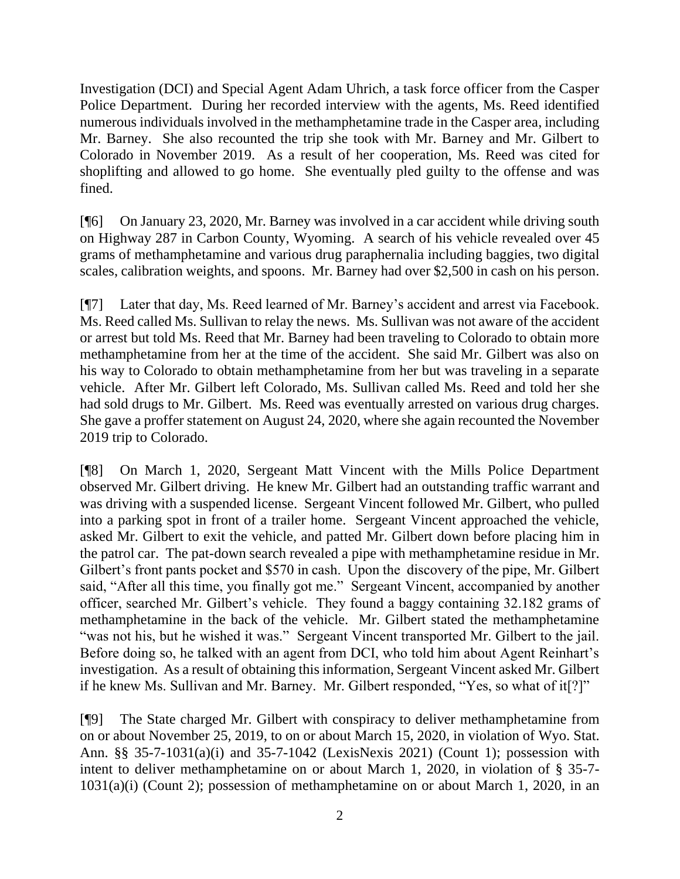Investigation (DCI) and Special Agent Adam Uhrich, a task force officer from the Casper Police Department. During her recorded interview with the agents, Ms. Reed identified numerous individuals involved in the methamphetamine trade in the Casper area, including Mr. Barney. She also recounted the trip she took with Mr. Barney and Mr. Gilbert to Colorado in November 2019. As a result of her cooperation, Ms. Reed was cited for shoplifting and allowed to go home. She eventually pled guilty to the offense and was fined.

[¶6] On January 23, 2020, Mr. Barney was involved in a car accident while driving south on Highway 287 in Carbon County, Wyoming. A search of his vehicle revealed over 45 grams of methamphetamine and various drug paraphernalia including baggies, two digital scales, calibration weights, and spoons. Mr. Barney had over $2,500 in cash on his person.

[¶7] Later that day, Ms. Reed learned of Mr. Barney's accident and arrest via Facebook. Ms. Reed called Ms. Sullivan to relay the news. Ms. Sullivan was not aware of the accident or arrest but told Ms. Reed that Mr. Barney had been traveling to Colorado to obtain more methamphetamine from her at the time of the accident. She said Mr. Gilbert was also on his way to Colorado to obtain methamphetamine from her but was traveling in a separate vehicle. After Mr. Gilbert left Colorado, Ms. Sullivan called Ms. Reed and told her she had sold drugs to Mr. Gilbert. Ms. Reed was eventually arrested on various drug charges. She gave a proffer statement on August 24, 2020, where she again recounted the November 2019 trip to Colorado.

[¶8] On March 1, 2020, Sergeant Matt Vincent with the Mills Police Department observed Mr. Gilbert driving. He knew Mr. Gilbert had an outstanding traffic warrant and was driving with a suspended license. Sergeant Vincent followed Mr. Gilbert, who pulled into a parking spot in front of a trailer home. Sergeant Vincent approached the vehicle, asked Mr. Gilbert to exit the vehicle, and patted Mr. Gilbert down before placing him in the patrol car. The pat-down search revealed a pipe with methamphetamine residue in Mr. Gilbert's front pants pocket and $570 in cash. Upon the discovery of the pipe, Mr. Gilbert said, "After all this time, you finally got me." Sergeant Vincent, accompanied by another officer, searched Mr. Gilbert's vehicle. They found a baggy containing 32.182 grams of methamphetamine in the back of the vehicle. Mr. Gilbert stated the methamphetamine "was not his, but he wished it was." Sergeant Vincent transported Mr. Gilbert to the jail. Before doing so, he talked with an agent from DCI, who told him about Agent Reinhart's investigation. As a result of obtaining this information, Sergeant Vincent asked Mr. Gilbert if he knew Ms. Sullivan and Mr. Barney. Mr. Gilbert responded, "Yes, so what of it[?]"

[¶9] The State charged Mr. Gilbert with conspiracy to deliver methamphetamine from on or about November 25, 2019, to on or about March 15, 2020, in violation of Wyo. Stat. Ann. §§ 35-7-1031(a)(i) and 35-7-1042 (LexisNexis 2021) (Count 1); possession with intent to deliver methamphetamine on or about March 1, 2020, in violation of § 35-7-1031(a)(i) (Count 2); possession of methamphetamine on or about March 1, 2020, in an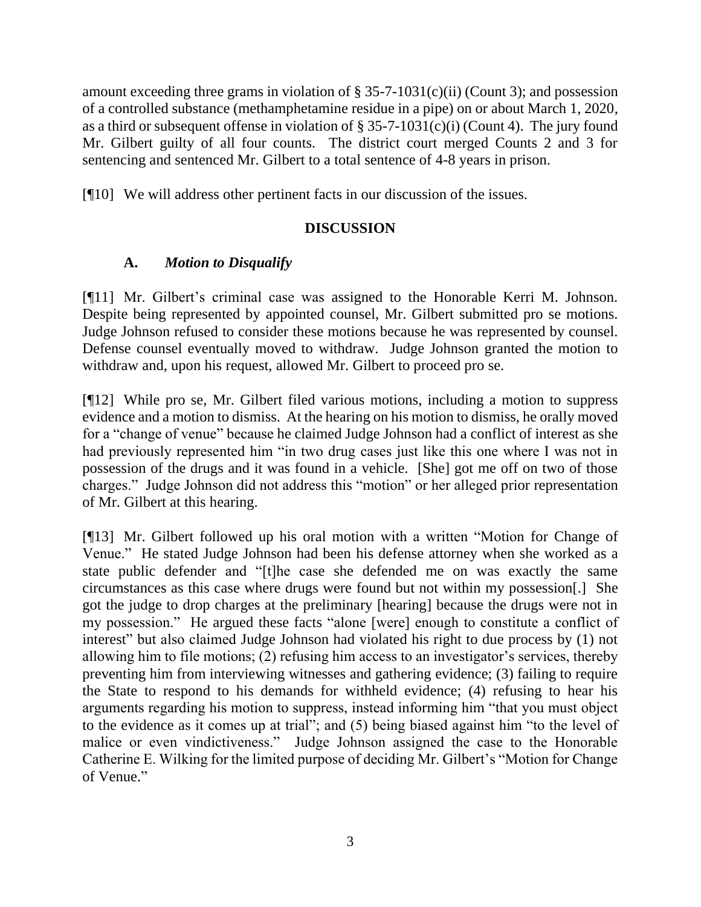amount exceeding three grams in violation of § 35-7-1031(c)(ii) (Count 3); and possession of a controlled substance (methamphetamine residue in a pipe) on or about March 1, 2020, as a third or subsequent offense in violation of § 35-7-1031(c)(i) (Count 4). The jury found Mr. Gilbert guilty of all four counts. The district court merged Counts 2 and 3 for sentencing and sentenced Mr. Gilbert to a total sentence of 4-8 years in prison.

[¶10] We will address other pertinent facts in our discussion of the issues.

## DISCUSSION

### A. *Motion to Disqualify*

[¶11] Mr. Gilbert's criminal case was assigned to the Honorable Kerri M. Johnson. Despite being represented by appointed counsel, Mr. Gilbert submitted pro se motions. Judge Johnson refused to consider these motions because he was represented by counsel. Defense counsel eventually moved to withdraw. Judge Johnson granted the motion to withdraw and, upon his request, allowed Mr. Gilbert to proceed pro se.

[¶12] While pro se, Mr. Gilbert filed various motions, including a motion to suppress evidence and a motion to dismiss. At the hearing on his motion to dismiss, he orally moved for a "change of venue" because he claimed Judge Johnson had a conflict of interest as she had previously represented him "in two drug cases just like this one where I was not in possession of the drugs and it was found in a vehicle. [She] got me off on two of those charges." Judge Johnson did not address this "motion" or her alleged prior representation of Mr. Gilbert at this hearing.

[¶13] Mr. Gilbert followed up his oral motion with a written "Motion for Change of Venue." He stated Judge Johnson had been his defense attorney when she worked as a state public defender and "[t]he case she defended me on was exactly the same circumstances as this case where drugs were found but not within my possession[.] She got the judge to drop charges at the preliminary [hearing] because the drugs were not in my possession." He argued these facts "alone [were] enough to constitute a conflict of interest" but also claimed Judge Johnson had violated his right to due process by (1) not allowing him to file motions; (2) refusing him access to an investigator's services, thereby preventing him from interviewing witnesses and gathering evidence; (3) failing to require the State to respond to his demands for withheld evidence; (4) refusing to hear his arguments regarding his motion to suppress, instead informing him "that you must object to the evidence as it comes up at trial"; and (5) being biased against him "to the level of malice or even vindictiveness." Judge Johnson assigned the case to the Honorable Catherine E. Wilking for the limited purpose of deciding Mr. Gilbert's "Motion for Change of Venue."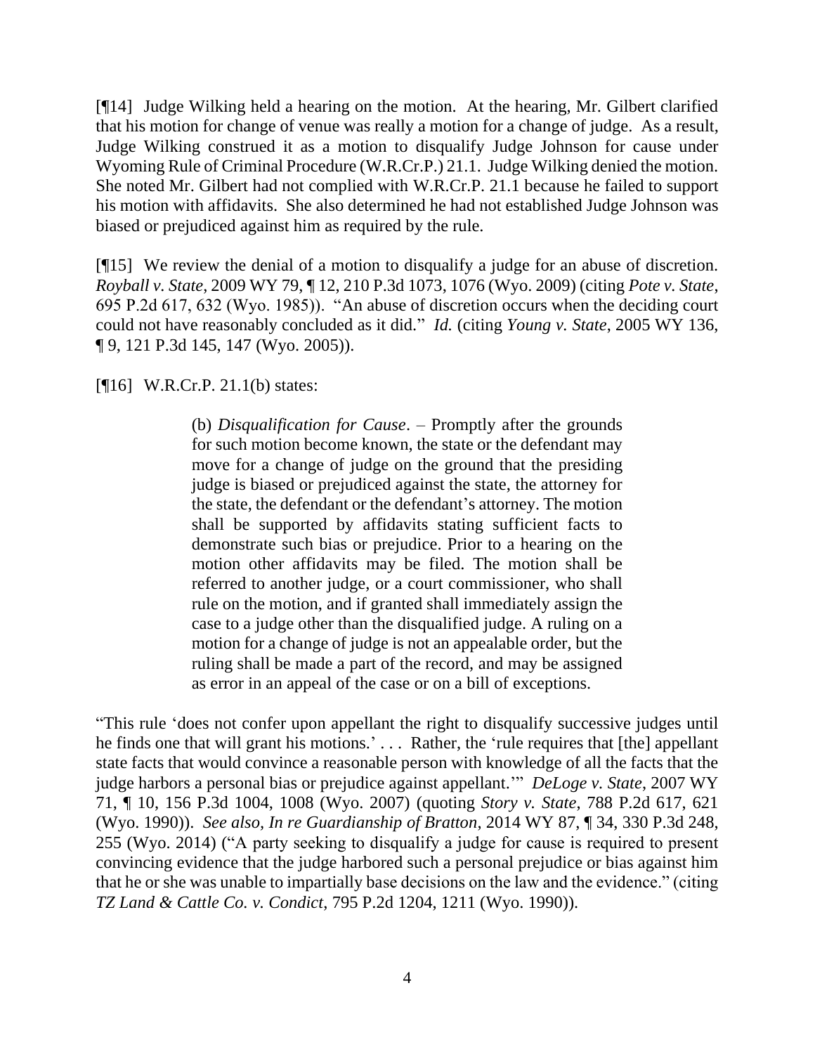[¶14] Judge Wilking held a hearing on the motion. At the hearing, Mr. Gilbert clarified that his motion for change of venue was really a motion for a change of judge. As a result, Judge Wilking construed it as a motion to disqualify Judge Johnson for cause under Wyoming Rule of Criminal Procedure (W.R.Cr.P.) 21.1. Judge Wilking denied the motion. She noted Mr. Gilbert had not complied with W.R.Cr.P. 21.1 because he failed to support his motion with affidavits. She also determined he had not established Judge Johnson was biased or prejudiced against him as required by the rule.

[¶15] We review the denial of a motion to disqualify a judge for an abuse of discretion. *Royball v. State*, 2009 WY 79, ¶ 12, 210 P.3d 1073, 1076 (Wyo. 2009) (citing *Pote v. State*, 695 P.2d 617, 632 (Wyo. 1985)). "An abuse of discretion occurs when the deciding court could not have reasonably concluded as it did." *Id.* (citing *Young v. State*, 2005 WY 136, ¶ 9, 121 P.3d 145, 147 (Wyo. 2005)).

[¶16] W.R.Cr.P. 21.1(b) states:

> (b) *Disqualification for Cause*. – Promptly after the grounds for such motion become known, the state or the defendant may move for a change of judge on the ground that the presiding judge is biased or prejudiced against the state, the attorney for the state, the defendant or the defendant's attorney. The motion shall be supported by affidavits stating sufficient facts to demonstrate such bias or prejudice. Prior to a hearing on the motion other affidavits may be filed. The motion shall be referred to another judge, or a court commissioner, who shall rule on the motion, and if granted shall immediately assign the case to a judge other than the disqualified judge. A ruling on a motion for a change of judge is not an appealable order, but the ruling shall be made a part of the record, and may be assigned as error in an appeal of the case or on a bill of exceptions.

"This rule 'does not confer upon appellant the right to disqualify successive judges until he finds one that will grant his motions.' . . . Rather, the 'rule requires that [the] appellant state facts that would convince a reasonable person with knowledge of all the facts that the judge harbors a personal bias or prejudice against appellant.'" *DeLoge v. State*, 2007 WY 71, ¶ 10, 156 P.3d 1004, 1008 (Wyo. 2007) (quoting *Story v. State*, 788 P.2d 617, 621 (Wyo. 1990)). *See also, In re Guardianship of Bratton*, 2014 WY 87, ¶ 34, 330 P.3d 248, 255 (Wyo. 2014) ("A party seeking to disqualify a judge for cause is required to present convincing evidence that the judge harbored such a personal prejudice or bias against him that he or she was unable to impartially base decisions on the law and the evidence." (citing *TZ Land & Cattle Co. v. Condict*, 795 P.2d 1204, 1211 (Wyo. 1990)).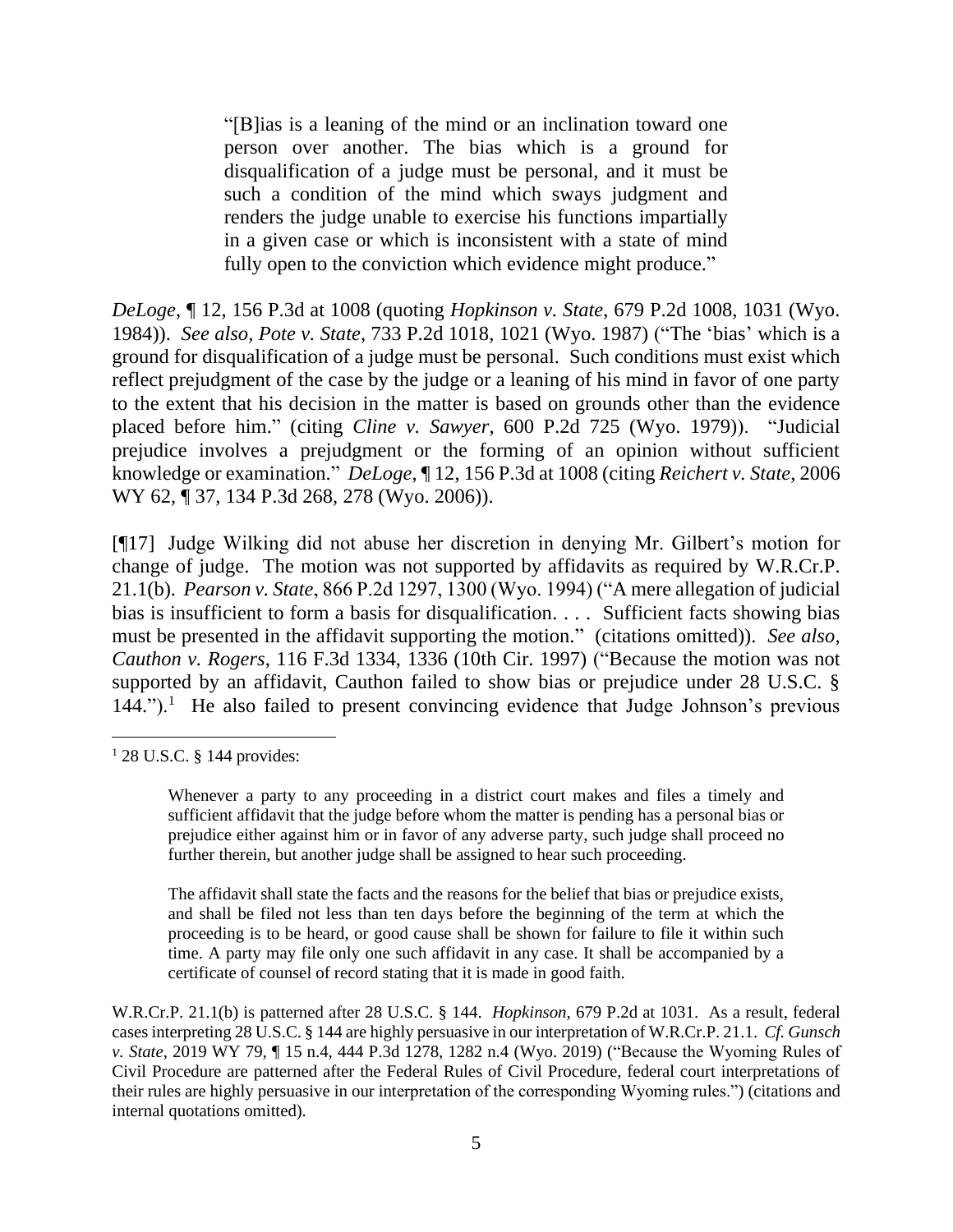> "[B]ias is a leaning of the mind or an inclination toward one person over another. The bias which is a ground for disqualification of a judge must be personal, and it must be such a condition of the mind which sways judgment and renders the judge unable to exercise his functions impartially in a given case or which is inconsistent with a state of mind fully open to the conviction which evidence might produce."

*DeLoge*, ¶ 12, 156 P.3d at 1008 (quoting *Hopkinson v. State*, 679 P.2d 1008, 1031 (Wyo. 1984)). *See also, Pote v. State*, 733 P.2d 1018, 1021 (Wyo. 1987) ("The 'bias' which is a ground for disqualification of a judge must be personal. Such conditions must exist which reflect prejudgment of the case by the judge or a leaning of his mind in favor of one party to the extent that his decision in the matter is based on grounds other than the evidence placed before him." (citing *Cline v. Sawyer*, 600 P.2d 725 (Wyo. 1979)). "Judicial prejudice involves a prejudgment or the forming of an opinion without sufficient knowledge or examination." *DeLoge*, ¶ 12, 156 P.3d at 1008 (citing *Reichert v. State*, 2006 WY 62, ¶ 37, 134 P.3d 268, 278 (Wyo. 2006)).

[¶17] Judge Wilking did not abuse her discretion in denying Mr. Gilbert's motion for change of judge. The motion was not supported by affidavits as required by W.R.Cr.P. 21.1(b). *Pearson v. State*, 866 P.2d 1297, 1300 (Wyo. 1994) ("A mere allegation of judicial bias is insufficient to form a basis for disqualification. . . . Sufficient facts showing bias must be presented in the affidavit supporting the motion." (citations omitted)). *See also, Cauthon v. Rogers*, 116 F.3d 1334, 1336 (10th Cir. 1997) ("Because the motion was not supported by an affidavit, Cauthon failed to show bias or prejudice under 28 U.S.C. § 144.").[1] He also failed to present convincing evidence that Judge Johnson's previous

---

[1] 28 U.S.C. § 144 provides:

> Whenever a party to any proceeding in a district court makes and files a timely and sufficient affidavit that the judge before whom the matter is pending has a personal bias or prejudice either against him or in favor of any adverse party, such judge shall proceed no further therein, but another judge shall be assigned to hear such proceeding.
>
> The affidavit shall state the facts and the reasons for the belief that bias or prejudice exists, and shall be filed not less than ten days before the beginning of the term at which the proceeding is to be heard, or good cause shall be shown for failure to file it within such time. A party may file only one such affidavit in any case. It shall be accompanied by a certificate of counsel of record stating that it is made in good faith.

W.R.Cr.P. 21.1(b) is patterned after 28 U.S.C. § 144. *Hopkinson*, 679 P.2d at 1031. As a result, federal cases interpreting 28 U.S.C. § 144 are highly persuasive in our interpretation of W.R.Cr.P. 21.1. *Cf. Gunsch v. State*, 2019 WY 79, ¶ 15 n.4, 444 P.3d 1278, 1282 n.4 (Wyo. 2019) ("Because the Wyoming Rules of Civil Procedure are patterned after the Federal Rules of Civil Procedure, federal court interpretations of their rules are highly persuasive in our interpretation of the corresponding Wyoming rules.") (citations and internal quotations omitted).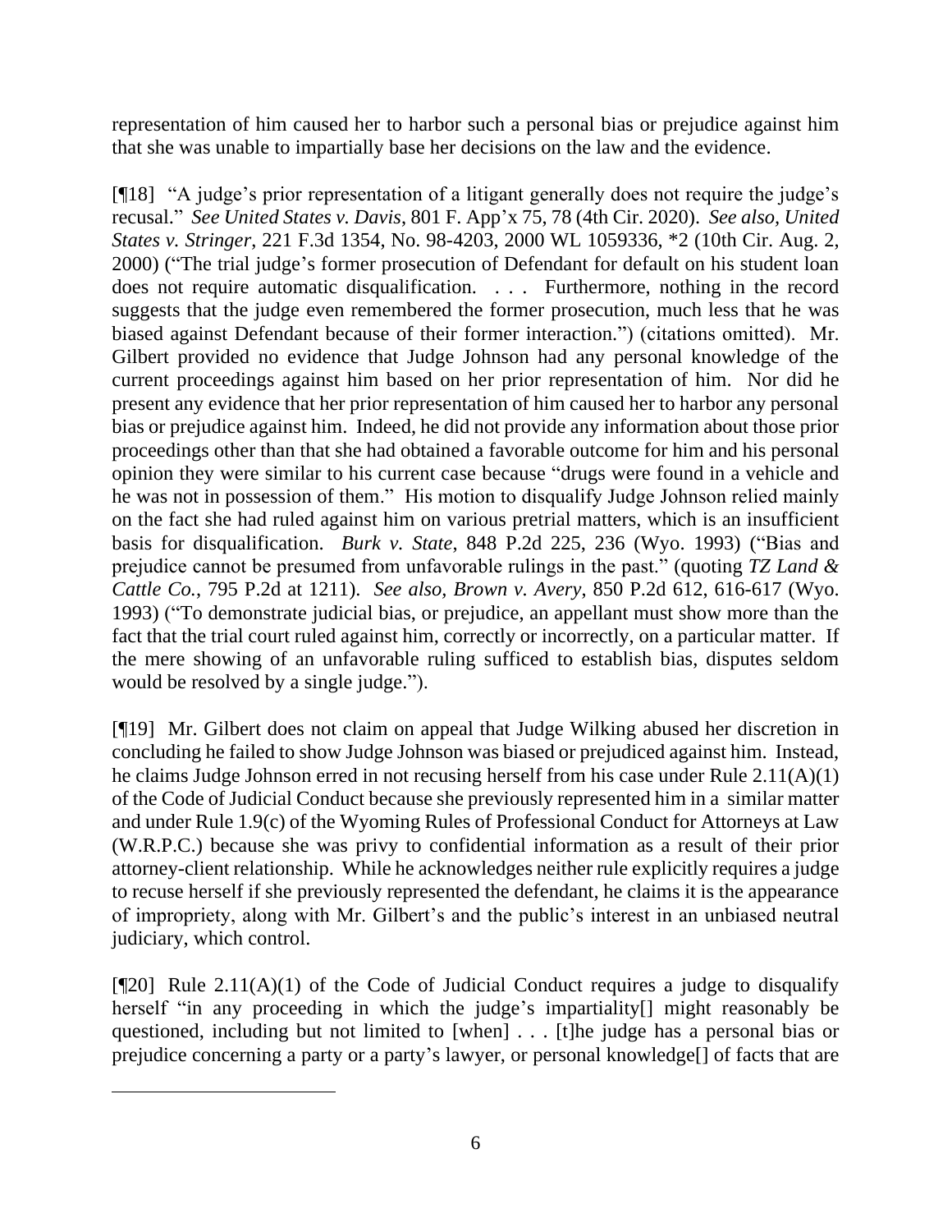representation of him caused her to harbor such a personal bias or prejudice against him that she was unable to impartially base her decisions on the law and the evidence.

[¶18] "A judge's prior representation of a litigant generally does not require the judge's recusal." *See United States v. Davis*, 801 F. App'x 75, 78 (4th Cir. 2020). *See also, United States v. Stringer*, 221 F.3d 1354, No. 98-4203, 2000 WL 1059336, *2 (10th Cir. Aug. 2, 2000) ("The trial judge's former prosecution of Defendant for default on his student loan does not require automatic disqualification. . . . Furthermore, nothing in the record suggests that the judge even remembered the former prosecution, much less that he was biased against Defendant because of their former interaction.") (citations omitted). Mr. Gilbert provided no evidence that Judge Johnson had any personal knowledge of the current proceedings against him based on her prior representation of him. Nor did he present any evidence that her prior representation of him caused her to harbor any personal bias or prejudice against him. Indeed, he did not provide any information about those prior proceedings other than that she had obtained a favorable outcome for him and his personal opinion they were similar to his current case because "drugs were found in a vehicle and he was not in possession of them." His motion to disqualify Judge Johnson relied mainly on the fact she had ruled against him on various pretrial matters, which is an insufficient basis for disqualification. *Burk v. State*, 848 P.2d 225, 236 (Wyo. 1993) ("Bias and prejudice cannot be presumed from unfavorable rulings in the past." (quoting *TZ Land & Cattle Co.*, 795 P.2d at 1211). *See also, Brown v. Avery*, 850 P.2d 612, 616-617 (Wyo. 1993) ("To demonstrate judicial bias, or prejudice, an appellant must show more than the fact that the trial court ruled against him, correctly or incorrectly, on a particular matter. If the mere showing of an unfavorable ruling sufficed to establish bias, disputes seldom would be resolved by a single judge.").

[¶19] Mr. Gilbert does not claim on appeal that Judge Wilking abused her discretion in concluding he failed to show Judge Johnson was biased or prejudiced against him. Instead, he claims Judge Johnson erred in not recusing herself from his case under Rule 2.11(A)(1) of the Code of Judicial Conduct because she previously represented him in a similar matter and under Rule 1.9(c) of the Wyoming Rules of Professional Conduct for Attorneys at Law (W.R.P.C.) because she was privy to confidential information as a result of their prior attorney-client relationship. While he acknowledges neither rule explicitly requires a judge to recuse herself if she previously represented the defendant, he claims it is the appearance of impropriety, along with Mr. Gilbert's and the public's interest in an unbiased neutral judiciary, which control.

[¶20] Rule 2.11(A)(1) of the Code of Judicial Conduct requires a judge to disqualify herself "in any proceeding in which the judge's impartiality[] might reasonably be questioned, including but not limited to [when] . . . [t]he judge has a personal bias or prejudice concerning a party or a party's lawyer, or personal knowledge[] of facts that are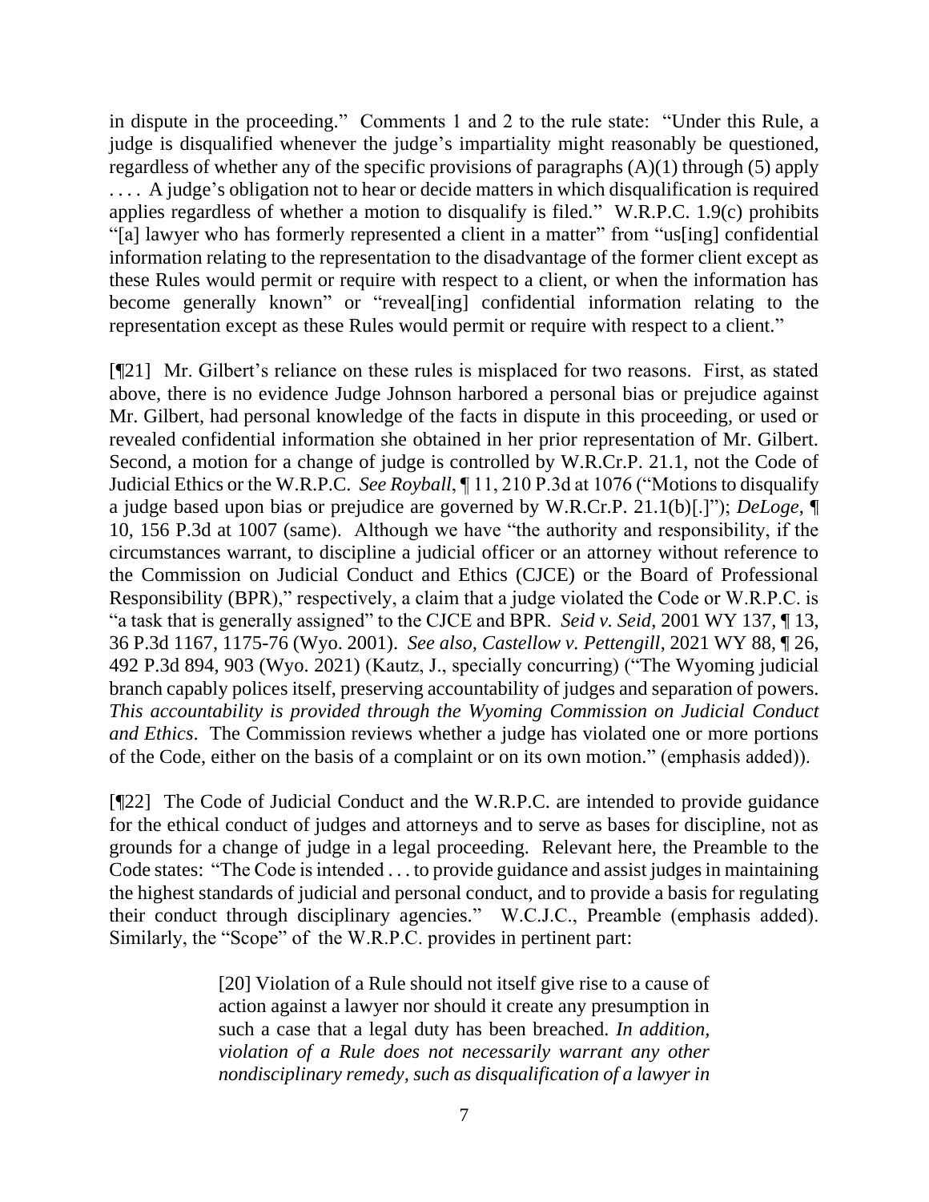in dispute in the proceeding." Comments 1 and 2 to the rule state: "Under this Rule, a judge is disqualified whenever the judge's impartiality might reasonably be questioned, regardless of whether any of the specific provisions of paragraphs (A)(1) through (5) apply . . . . A judge's obligation not to hear or decide matters in which disqualification is required applies regardless of whether a motion to disqualify is filed." W.R.P.C. 1.9(c) prohibits "[a] lawyer who has formerly represented a client in a matter" from "us[ing] confidential information relating to the representation to the disadvantage of the former client except as these Rules would permit or require with respect to a client, or when the information has become generally known" or "reveal[ing] confidential information relating to the representation except as these Rules would permit or require with respect to a client."

[¶21] Mr. Gilbert's reliance on these rules is misplaced for two reasons. First, as stated above, there is no evidence Judge Johnson harbored a personal bias or prejudice against Mr. Gilbert, had personal knowledge of the facts in dispute in this proceeding, or used or revealed confidential information she obtained in her prior representation of Mr. Gilbert. Second, a motion for a change of judge is controlled by W.R.Cr.P. 21.1, not the Code of Judicial Ethics or the W.R.P.C. *See Royball*, ¶ 11, 210 P.3d at 1076 ("Motions to disqualify a judge based upon bias or prejudice are governed by W.R.Cr.P. 21.1(b)[.]"); *DeLoge*, ¶ 10, 156 P.3d at 1007 (same). Although we have "the authority and responsibility, if the circumstances warrant, to discipline a judicial officer or an attorney without reference to the Commission on Judicial Conduct and Ethics (CJCE) or the Board of Professional Responsibility (BPR)," respectively, a claim that a judge violated the Code or W.R.P.C. is "a task that is generally assigned" to the CJCE and BPR. *Seid v. Seid*, 2001 WY 137, ¶ 13, 36 P.3d 1167, 1175-76 (Wyo. 2001). *See also, Castellow v. Pettengill*, 2021 WY 88, ¶ 26, 492 P.3d 894, 903 (Wyo. 2021) (Kautz, J., specially concurring) ("The Wyoming judicial branch capably polices itself, preserving accountability of judges and separation of powers. *This accountability is provided through the Wyoming Commission on Judicial Conduct and Ethics*. The Commission reviews whether a judge has violated one or more portions of the Code, either on the basis of a complaint or on its own motion." (emphasis added)).

[¶22] The Code of Judicial Conduct and the W.R.P.C. are intended to provide guidance for the ethical conduct of judges and attorneys and to serve as bases for discipline, not as grounds for a change of judge in a legal proceeding. Relevant here, the Preamble to the Code states: "The Code is intended . . . to provide guidance and assist judges in maintaining the highest standards of judicial and personal conduct, and to provide a basis for regulating their conduct through disciplinary agencies." W.C.J.C., Preamble (emphasis added). Similarly, the "Scope" of the W.R.P.C. provides in pertinent part:

> [20] Violation of a Rule should not itself give rise to a cause of action against a lawyer nor should it create any presumption in such a case that a legal duty has been breached. *In addition, violation of a Rule does not necessarily warrant any other nondisciplinary remedy, such as disqualification of a lawyer in*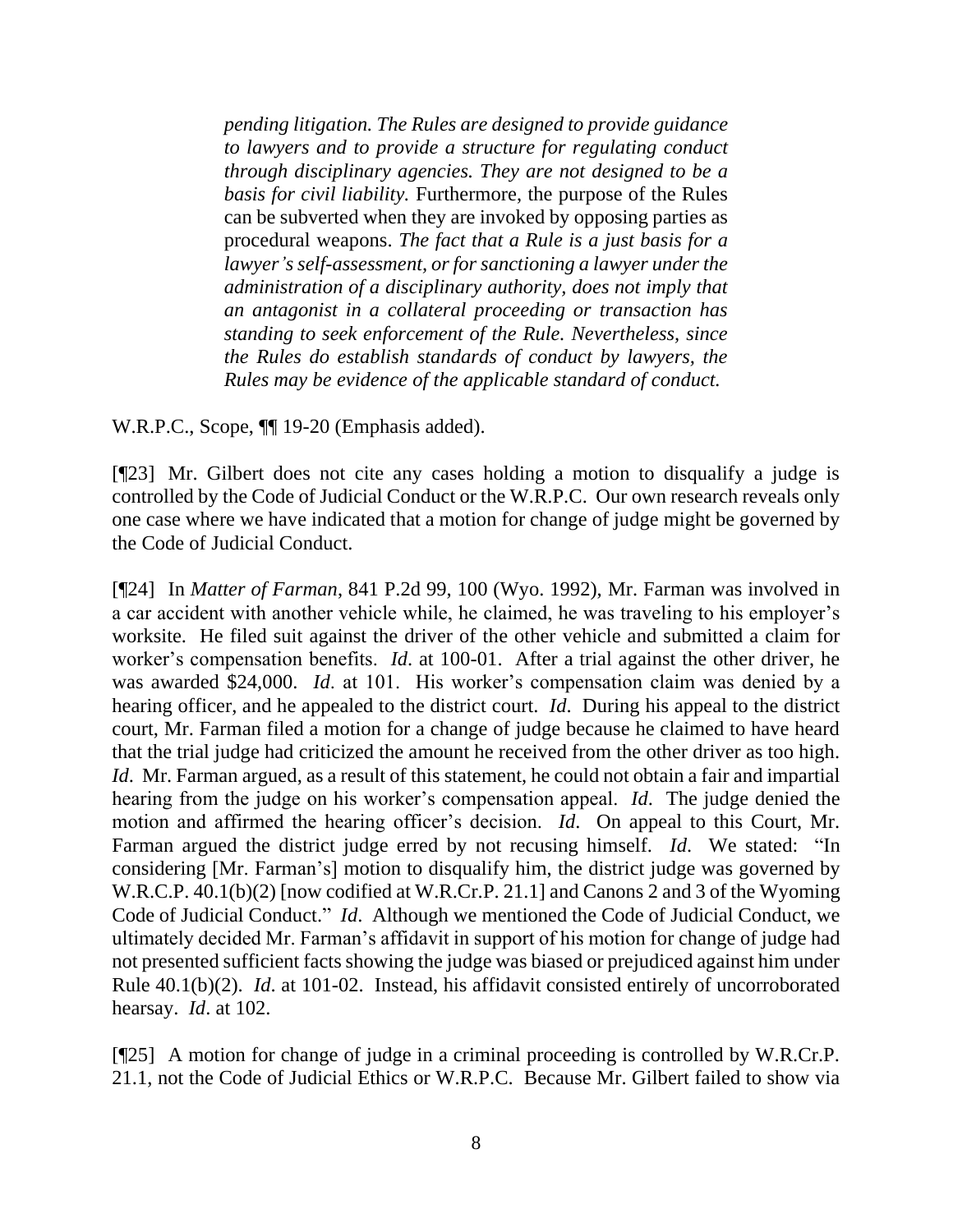> *pending litigation. The Rules are designed to provide guidance to lawyers and to provide a structure for regulating conduct through disciplinary agencies. They are not designed to be a basis for civil liability.* Furthermore, the purpose of the Rules can be subverted when they are invoked by opposing parties as procedural weapons. *The fact that a Rule is a just basis for a lawyer's self-assessment, or for sanctioning a lawyer under the administration of a disciplinary authority, does not imply that an antagonist in a collateral proceeding or transaction has standing to seek enforcement of the Rule. Nevertheless, since the Rules do establish standards of conduct by lawyers, the Rules may be evidence of the applicable standard of conduct.*

W.R.P.C., Scope, ¶¶ 19-20 (Emphasis added).

[¶23] Mr. Gilbert does not cite any cases holding a motion to disqualify a judge is controlled by the Code of Judicial Conduct or the W.R.P.C. Our own research reveals only one case where we have indicated that a motion for change of judge might be governed by the Code of Judicial Conduct.

[¶24] In *Matter of Farman*, 841 P.2d 99, 100 (Wyo. 1992), Mr. Farman was involved in a car accident with another vehicle while, he claimed, he was traveling to his employer's worksite. He filed suit against the driver of the other vehicle and submitted a claim for worker's compensation benefits. *Id*. at 100-01. After a trial against the other driver, he was awarded $24,000. *Id*. at 101. His worker's compensation claim was denied by a hearing officer, and he appealed to the district court. *Id*. During his appeal to the district court, Mr. Farman filed a motion for a change of judge because he claimed to have heard that the trial judge had criticized the amount he received from the other driver as too high. *Id*. Mr. Farman argued, as a result of this statement, he could not obtain a fair and impartial hearing from the judge on his worker's compensation appeal. *Id*. The judge denied the motion and affirmed the hearing officer's decision. *Id*. On appeal to this Court, Mr. Farman argued the district judge erred by not recusing himself. *Id*. We stated: "In considering [Mr. Farman's] motion to disqualify him, the district judge was governed by W.R.C.P. 40.1(b)(2) [now codified at W.R.Cr.P. 21.1] and Canons 2 and 3 of the Wyoming Code of Judicial Conduct." *Id*. Although we mentioned the Code of Judicial Conduct, we ultimately decided Mr. Farman's affidavit in support of his motion for change of judge had not presented sufficient facts showing the judge was biased or prejudiced against him under Rule 40.1(b)(2). *Id*. at 101-02. Instead, his affidavit consisted entirely of uncorroborated hearsay. *Id*. at 102.

[¶25] A motion for change of judge in a criminal proceeding is controlled by W.R.Cr.P. 21.1, not the Code of Judicial Ethics or W.R.P.C. Because Mr. Gilbert failed to show via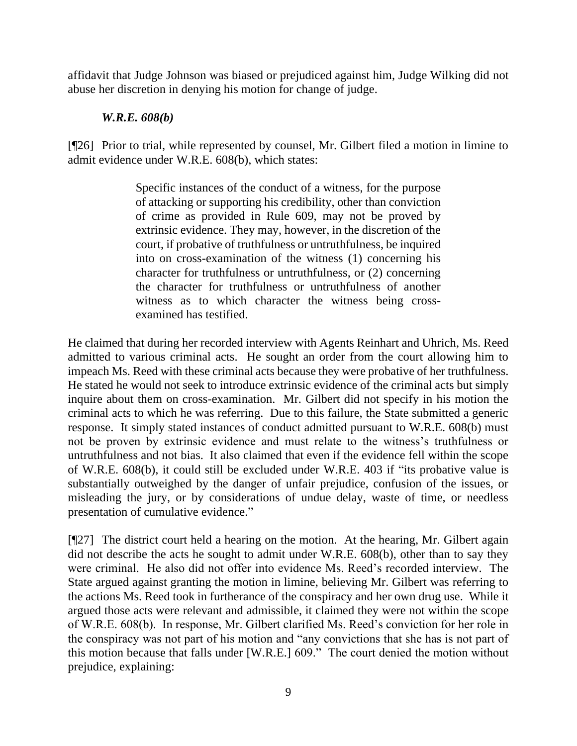affidavit that Judge Johnson was biased or prejudiced against him, Judge Wilking did not abuse her discretion in denying his motion for change of judge.

### *W.R.E. 608(b)*

[¶26] Prior to trial, while represented by counsel, Mr. Gilbert filed a motion in limine to admit evidence under W.R.E. 608(b), which states:

> Specific instances of the conduct of a witness, for the purpose of attacking or supporting his credibility, other than conviction of crime as provided in Rule 609, may not be proved by extrinsic evidence. They may, however, in the discretion of the court, if probative of truthfulness or untruthfulness, be inquired into on cross-examination of the witness (1) concerning his character for truthfulness or untruthfulness, or (2) concerning the character for truthfulness or untruthfulness of another witness as to which character the witness being cross-examined has testified.

He claimed that during her recorded interview with Agents Reinhart and Uhrich, Ms. Reed admitted to various criminal acts. He sought an order from the court allowing him to impeach Ms. Reed with these criminal acts because they were probative of her truthfulness. He stated he would not seek to introduce extrinsic evidence of the criminal acts but simply inquire about them on cross-examination. Mr. Gilbert did not specify in his motion the criminal acts to which he was referring. Due to this failure, the State submitted a generic response. It simply stated instances of conduct admitted pursuant to W.R.E. 608(b) must not be proven by extrinsic evidence and must relate to the witness's truthfulness or untruthfulness and not bias. It also claimed that even if the evidence fell within the scope of W.R.E. 608(b), it could still be excluded under W.R.E. 403 if "its probative value is substantially outweighed by the danger of unfair prejudice, confusion of the issues, or misleading the jury, or by considerations of undue delay, waste of time, or needless presentation of cumulative evidence."

[¶27] The district court held a hearing on the motion. At the hearing, Mr. Gilbert again did not describe the acts he sought to admit under W.R.E. 608(b), other than to say they were criminal. He also did not offer into evidence Ms. Reed's recorded interview. The State argued against granting the motion in limine, believing Mr. Gilbert was referring to the actions Ms. Reed took in furtherance of the conspiracy and her own drug use. While it argued those acts were relevant and admissible, it claimed they were not within the scope of W.R.E. 608(b). In response, Mr. Gilbert clarified Ms. Reed's conviction for her role in the conspiracy was not part of his motion and "any convictions that she has is not part of this motion because that falls under [W.R.E.] 609." The court denied the motion without prejudice, explaining: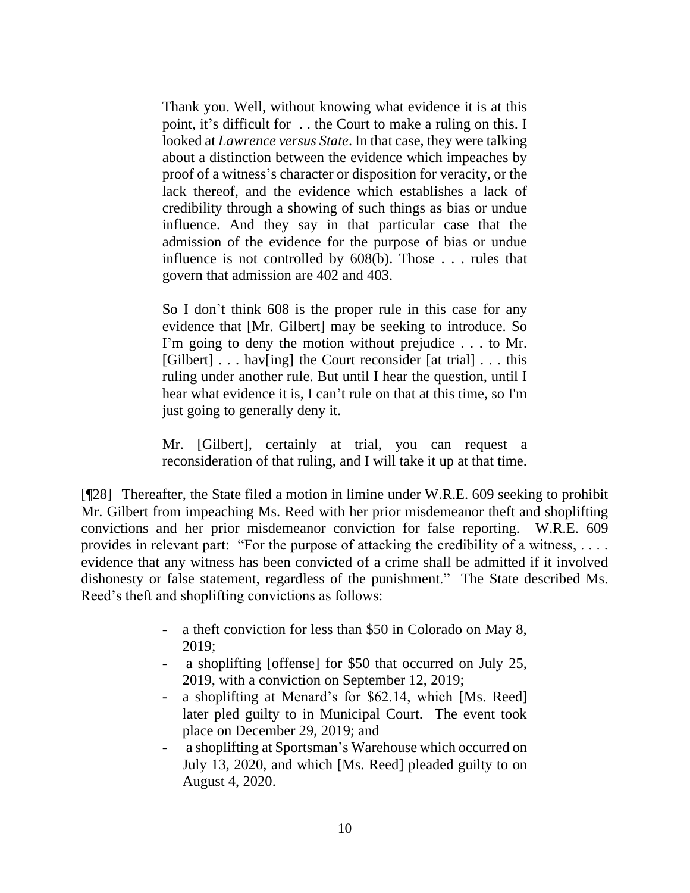> Thank you. Well, without knowing what evidence it is at this point, it's difficult for . . the Court to make a ruling on this. I looked at *Lawrence versus State*. In that case, they were talking about a distinction between the evidence which impeaches by proof of a witness's character or disposition for veracity, or the lack thereof, and the evidence which establishes a lack of credibility through a showing of such things as bias or undue influence. And they say in that particular case that the admission of the evidence for the purpose of bias or undue influence is not controlled by 608(b). Those . . . rules that govern that admission are 402 and 403.
>
> So I don't think 608 is the proper rule in this case for any evidence that [Mr. Gilbert] may be seeking to introduce. So I'm going to deny the motion without prejudice . . . to Mr. [Gilbert] . . . hav[ing] the Court reconsider [at trial] . . . this ruling under another rule. But until I hear the question, until I hear what evidence it is, I can't rule on that at this time, so I'm just going to generally deny it.
>
> Mr. [Gilbert], certainly at trial, you can request a reconsideration of that ruling, and I will take it up at that time.

[¶28] Thereafter, the State filed a motion in limine under W.R.E. 609 seeking to prohibit Mr. Gilbert from impeaching Ms. Reed with her prior misdemeanor theft and shoplifting convictions and her prior misdemeanor conviction for false reporting. W.R.E. 609 provides in relevant part: "For the purpose of attacking the credibility of a witness, . . . . evidence that any witness has been convicted of a crime shall be admitted if it involved dishonesty or false statement, regardless of the punishment." The State described Ms. Reed's theft and shoplifting convictions as follows:

> - a theft conviction for less than $50 in Colorado on May 8, 2019;
> - a shoplifting [offense] for $50 that occurred on July 25, 2019, with a conviction on September 12, 2019;
> - a shoplifting at Menard's for $62.14, which [Ms. Reed] later pled guilty to in Municipal Court. The event took place on December 29, 2019; and
> - a shoplifting at Sportsman's Warehouse which occurred on July 13, 2020, and which [Ms. Reed] pleaded guilty to on August 4, 2020.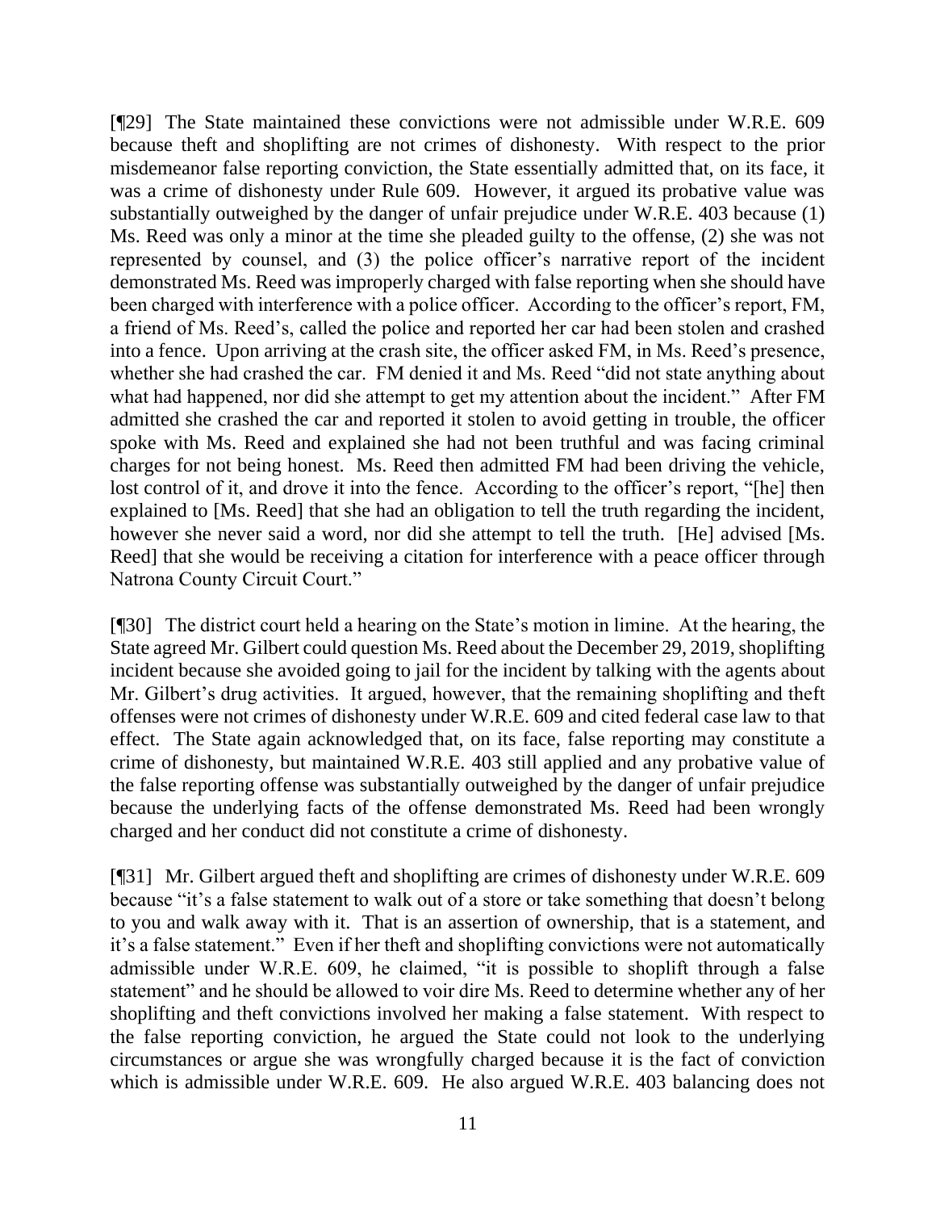[¶29] The State maintained these convictions were not admissible under W.R.E. 609 because theft and shoplifting are not crimes of dishonesty. With respect to the prior misdemeanor false reporting conviction, the State essentially admitted that, on its face, it was a crime of dishonesty under Rule 609. However, it argued its probative value was substantially outweighed by the danger of unfair prejudice under W.R.E. 403 because (1) Ms. Reed was only a minor at the time she pleaded guilty to the offense, (2) she was not represented by counsel, and (3) the police officer's narrative report of the incident demonstrated Ms. Reed was improperly charged with false reporting when she should have been charged with interference with a police officer. According to the officer's report, FM, a friend of Ms. Reed's, called the police and reported her car had been stolen and crashed into a fence. Upon arriving at the crash site, the officer asked FM, in Ms. Reed's presence, whether she had crashed the car. FM denied it and Ms. Reed "did not state anything about what had happened, nor did she attempt to get my attention about the incident." After FM admitted she crashed the car and reported it stolen to avoid getting in trouble, the officer spoke with Ms. Reed and explained she had not been truthful and was facing criminal charges for not being honest. Ms. Reed then admitted FM had been driving the vehicle, lost control of it, and drove it into the fence. According to the officer's report, "[he] then explained to [Ms. Reed] that she had an obligation to tell the truth regarding the incident, however she never said a word, nor did she attempt to tell the truth. [He] advised [Ms. Reed] that she would be receiving a citation for interference with a peace officer through Natrona County Circuit Court."

[¶30] The district court held a hearing on the State's motion in limine. At the hearing, the State agreed Mr. Gilbert could question Ms. Reed about the December 29, 2019, shoplifting incident because she avoided going to jail for the incident by talking with the agents about Mr. Gilbert's drug activities. It argued, however, that the remaining shoplifting and theft offenses were not crimes of dishonesty under W.R.E. 609 and cited federal case law to that effect. The State again acknowledged that, on its face, false reporting may constitute a crime of dishonesty, but maintained W.R.E. 403 still applied and any probative value of the false reporting offense was substantially outweighed by the danger of unfair prejudice because the underlying facts of the offense demonstrated Ms. Reed had been wrongly charged and her conduct did not constitute a crime of dishonesty.

[¶31] Mr. Gilbert argued theft and shoplifting are crimes of dishonesty under W.R.E. 609 because "it's a false statement to walk out of a store or take something that doesn't belong to you and walk away with it. That is an assertion of ownership, that is a statement, and it's a false statement." Even if her theft and shoplifting convictions were not automatically admissible under W.R.E. 609, he claimed, "it is possible to shoplift through a false statement" and he should be allowed to voir dire Ms. Reed to determine whether any of her shoplifting and theft convictions involved her making a false statement. With respect to the false reporting conviction, he argued the State could not look to the underlying circumstances or argue she was wrongfully charged because it is the fact of conviction which is admissible under W.R.E. 609. He also argued W.R.E. 403 balancing does not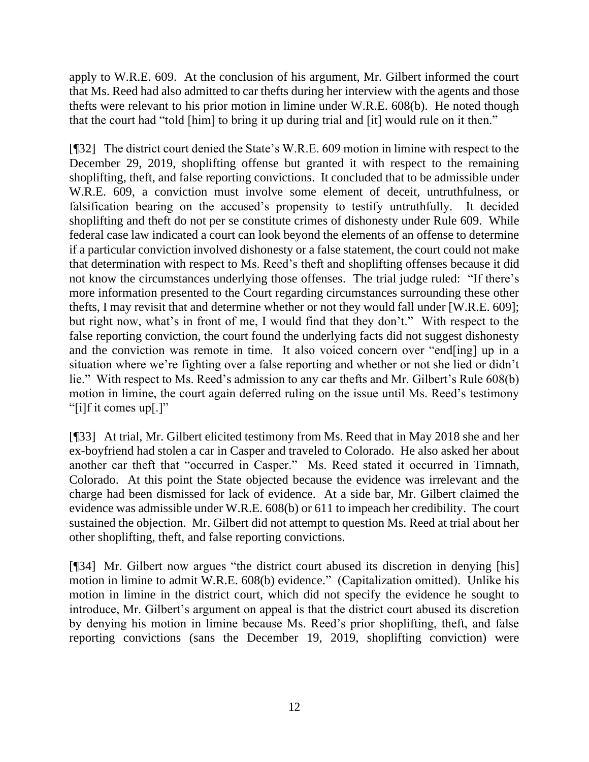apply to W.R.E. 609. At the conclusion of his argument, Mr. Gilbert informed the court that Ms. Reed had also admitted to car thefts during her interview with the agents and those thefts were relevant to his prior motion in limine under W.R.E. 608(b). He noted though that the court had "told [him] to bring it up during trial and [it] would rule on it then."

[¶32] The district court denied the State's W.R.E. 609 motion in limine with respect to the December 29, 2019, shoplifting offense but granted it with respect to the remaining shoplifting, theft, and false reporting convictions. It concluded that to be admissible under W.R.E. 609, a conviction must involve some element of deceit, untruthfulness, or falsification bearing on the accused's propensity to testify untruthfully. It decided shoplifting and theft do not per se constitute crimes of dishonesty under Rule 609. While federal case law indicated a court can look beyond the elements of an offense to determine if a particular conviction involved dishonesty or a false statement, the court could not make that determination with respect to Ms. Reed's theft and shoplifting offenses because it did not know the circumstances underlying those offenses. The trial judge ruled: "If there's more information presented to the Court regarding circumstances surrounding these other thefts, I may revisit that and determine whether or not they would fall under [W.R.E. 609]; but right now, what's in front of me, I would find that they don't." With respect to the false reporting conviction, the court found the underlying facts did not suggest dishonesty and the conviction was remote in time. It also voiced concern over "end[ing] up in a situation where we're fighting over a false reporting and whether or not she lied or didn't lie." With respect to Ms. Reed's admission to any car thefts and Mr. Gilbert's Rule 608(b) motion in limine, the court again deferred ruling on the issue until Ms. Reed's testimony "[i]f it comes up[.]"

[¶33] At trial, Mr. Gilbert elicited testimony from Ms. Reed that in May 2018 she and her ex-boyfriend had stolen a car in Casper and traveled to Colorado. He also asked her about another car theft that "occurred in Casper." Ms. Reed stated it occurred in Timnath, Colorado. At this point the State objected because the evidence was irrelevant and the charge had been dismissed for lack of evidence. At a side bar, Mr. Gilbert claimed the evidence was admissible under W.R.E. 608(b) or 611 to impeach her credibility. The court sustained the objection. Mr. Gilbert did not attempt to question Ms. Reed at trial about her other shoplifting, theft, and false reporting convictions.

[¶34] Mr. Gilbert now argues "the district court abused its discretion in denying [his] motion in limine to admit W.R.E. 608(b) evidence." (Capitalization omitted). Unlike his motion in limine in the district court, which did not specify the evidence he sought to introduce, Mr. Gilbert's argument on appeal is that the district court abused its discretion by denying his motion in limine because Ms. Reed's prior shoplifting, theft, and false reporting convictions (sans the December 19, 2019, shoplifting conviction) were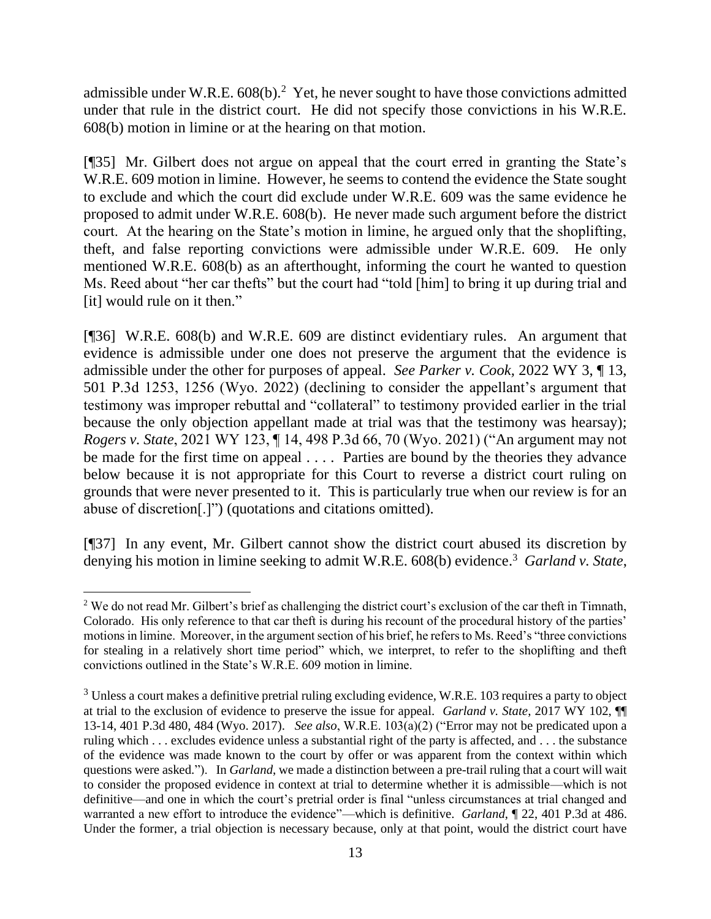admissible under W.R.E. 608(b).[2] Yet, he never sought to have those convictions admitted under that rule in the district court. He did not specify those convictions in his W.R.E. 608(b) motion in limine or at the hearing on that motion.

[¶35] Mr. Gilbert does not argue on appeal that the court erred in granting the State's W.R.E. 609 motion in limine. However, he seems to contend the evidence the State sought to exclude and which the court did exclude under W.R.E. 609 was the same evidence he proposed to admit under W.R.E. 608(b). He never made such argument before the district court. At the hearing on the State's motion in limine, he argued only that the shoplifting, theft, and false reporting convictions were admissible under W.R.E. 609. He only mentioned W.R.E. 608(b) as an afterthought, informing the court he wanted to question Ms. Reed about "her car thefts" but the court had "told [him] to bring it up during trial and [it] would rule on it then."

[¶36] W.R.E. 608(b) and W.R.E. 609 are distinct evidentiary rules. An argument that evidence is admissible under one does not preserve the argument that the evidence is admissible under the other for purposes of appeal. *See Parker v. Cook*, 2022 WY 3, ¶ 13, 501 P.3d 1253, 1256 (Wyo. 2022) (declining to consider the appellant's argument that testimony was improper rebuttal and "collateral" to testimony provided earlier in the trial because the only objection appellant made at trial was that the testimony was hearsay); *Rogers v. State*, 2021 WY 123, ¶ 14, 498 P.3d 66, 70 (Wyo. 2021) ("An argument may not be made for the first time on appeal . . . . Parties are bound by the theories they advance below because it is not appropriate for this Court to reverse a district court ruling on grounds that were never presented to it. This is particularly true when our review is for an abuse of discretion[.]") (quotations and citations omitted).

[¶37] In any event, Mr. Gilbert cannot show the district court abused its discretion by denying his motion in limine seeking to admit W.R.E. 608(b) evidence.[3] *Garland v. State*,

---

[2] We do not read Mr. Gilbert's brief as challenging the district court's exclusion of the car theft in Timnath, Colorado. His only reference to that car theft is during his recount of the procedural history of the parties' motions in limine. Moreover, in the argument section of his brief, he refers to Ms. Reed's "three convictions for stealing in a relatively short time period" which, we interpret, to refer to the shoplifting and theft convictions outlined in the State's W.R.E. 609 motion in limine.

[3] Unless a court makes a definitive pretrial ruling excluding evidence, W.R.E. 103 requires a party to object at trial to the exclusion of evidence to preserve the issue for appeal. *Garland v. State*, 2017 WY 102, ¶¶ 13-14, 401 P.3d 480, 484 (Wyo. 2017). *See also*, W.R.E. 103(a)(2) ("Error may not be predicated upon a ruling which . . . excludes evidence unless a substantial right of the party is affected, and . . . the substance of the evidence was made known to the court by offer or was apparent from the context within which questions were asked."). In *Garland*, we made a distinction between a pre-trail ruling that a court will wait to consider the proposed evidence in context at trial to determine whether it is admissible—which is not definitive—and one in which the court's pretrial order is final "unless circumstances at trial changed and warranted a new effort to introduce the evidence"—which is definitive. *Garland*, ¶ 22, 401 P.3d at 486. Under the former, a trial objection is necessary because, only at that point, would the district court have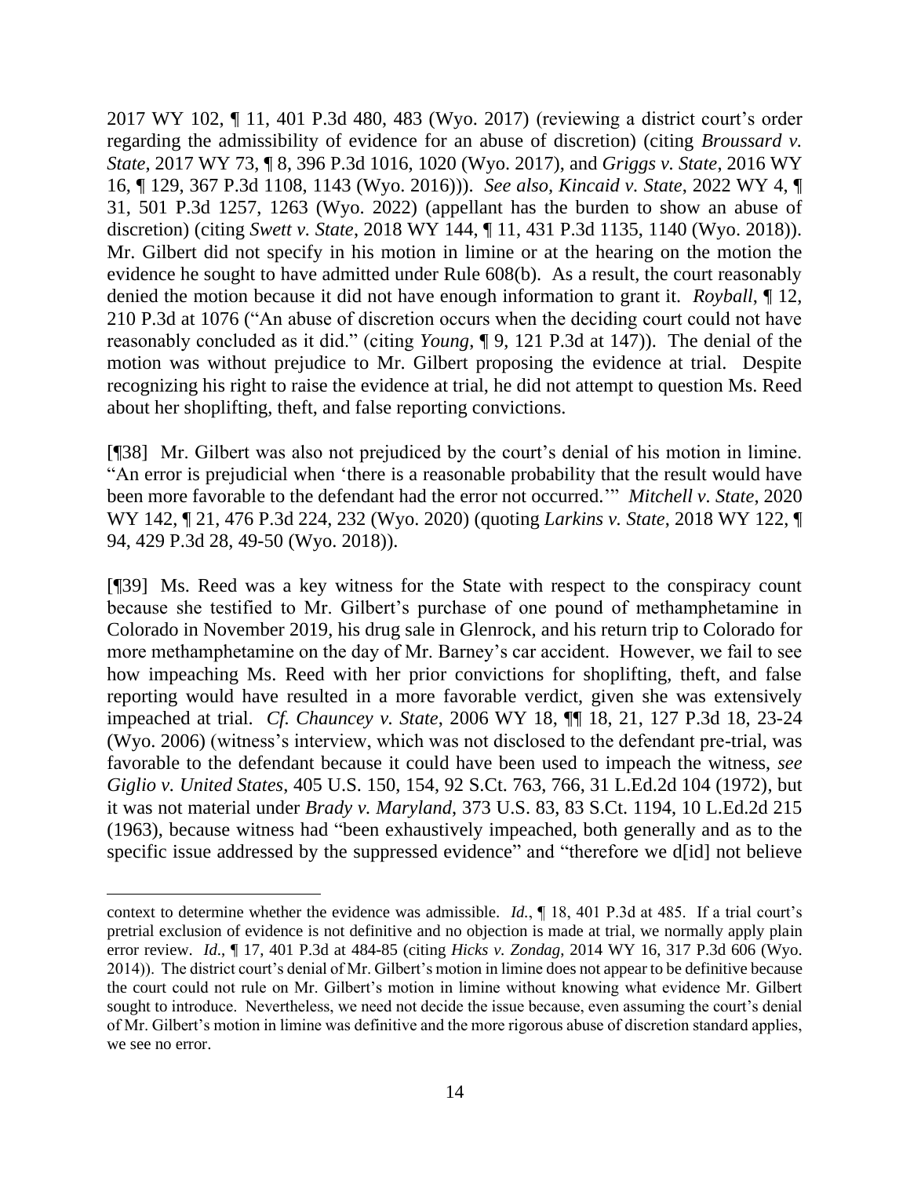2017 WY 102, ¶ 11, 401 P.3d 480, 483 (Wyo. 2017) (reviewing a district court's order regarding the admissibility of evidence for an abuse of discretion) (citing *Broussard v. State*, 2017 WY 73, ¶ 8, 396 P.3d 1016, 1020 (Wyo. 2017), and *Griggs v. State*, 2016 WY 16, ¶ 129, 367 P.3d 1108, 1143 (Wyo. 2016))). *See also, Kincaid v. State*, 2022 WY 4, ¶ 31, 501 P.3d 1257, 1263 (Wyo. 2022) (appellant has the burden to show an abuse of discretion) (citing *Swett v. State*, 2018 WY 144, ¶ 11, 431 P.3d 1135, 1140 (Wyo. 2018)). Mr. Gilbert did not specify in his motion in limine or at the hearing on the motion the evidence he sought to have admitted under Rule 608(b). As a result, the court reasonably denied the motion because it did not have enough information to grant it. *Royball*, ¶ 12, 210 P.3d at 1076 ("An abuse of discretion occurs when the deciding court could not have reasonably concluded as it did." (citing *Young*, ¶ 9, 121 P.3d at 147)). The denial of the motion was without prejudice to Mr. Gilbert proposing the evidence at trial. Despite recognizing his right to raise the evidence at trial, he did not attempt to question Ms. Reed about her shoplifting, theft, and false reporting convictions.

[¶38] Mr. Gilbert was also not prejudiced by the court's denial of his motion in limine. "An error is prejudicial when 'there is a reasonable probability that the result would have been more favorable to the defendant had the error not occurred.'" *Mitchell v. State*, 2020 WY 142, ¶ 21, 476 P.3d 224, 232 (Wyo. 2020) (quoting *Larkins v. State*, 2018 WY 122, ¶ 94, 429 P.3d 28, 49-50 (Wyo. 2018)).

[¶39] Ms. Reed was a key witness for the State with respect to the conspiracy count because she testified to Mr. Gilbert's purchase of one pound of methamphetamine in Colorado in November 2019, his drug sale in Glenrock, and his return trip to Colorado for more methamphetamine on the day of Mr. Barney's car accident. However, we fail to see how impeaching Ms. Reed with her prior convictions for shoplifting, theft, and false reporting would have resulted in a more favorable verdict, given she was extensively impeached at trial. *Cf. Chauncey v. State*, 2006 WY 18, ¶¶ 18, 21, 127 P.3d 18, 23-24 (Wyo. 2006) (witness's interview, which was not disclosed to the defendant pre-trial, was favorable to the defendant because it could have been used to impeach the witness, *see Giglio v. United States*, 405 U.S. 150, 154, 92 S.Ct. 763, 766, 31 L.Ed.2d 104 (1972), but it was not material under *Brady v. Maryland*, 373 U.S. 83, 83 S.Ct. 1194, 10 L.Ed.2d 215 (1963), because witness had "been exhaustively impeached, both generally and as to the specific issue addressed by the suppressed evidence" and "therefore we d[id] not believe

---

context to determine whether the evidence was admissible. *Id.*, ¶ 18, 401 P.3d at 485. If a trial court's pretrial exclusion of evidence is not definitive and no objection is made at trial, we normally apply plain error review. *Id.*, ¶ 17, 401 P.3d at 484-85 (citing *Hicks v. Zondag*, 2014 WY 16, 317 P.3d 606 (Wyo. 2014)). The district court's denial of Mr. Gilbert's motion in limine does not appear to be definitive because the court could not rule on Mr. Gilbert's motion in limine without knowing what evidence Mr. Gilbert sought to introduce. Nevertheless, we need not decide the issue because, even assuming the court's denial of Mr. Gilbert's motion in limine was definitive and the more rigorous abuse of discretion standard applies, we see no error.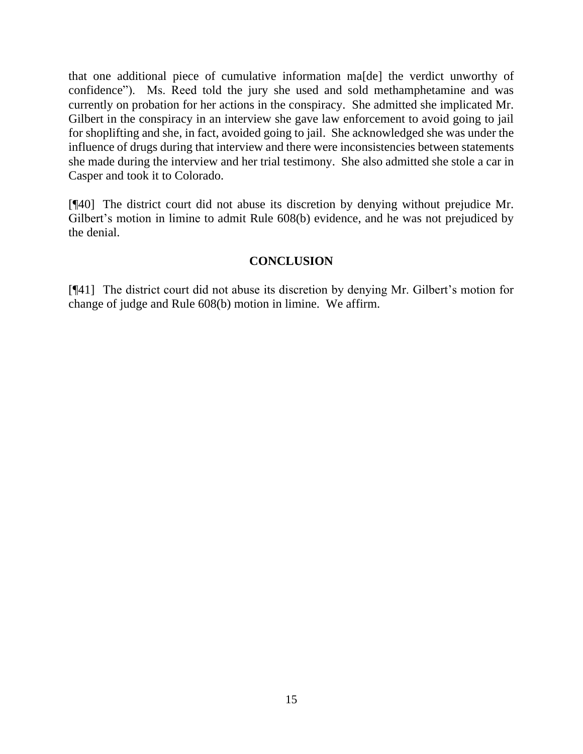that one additional piece of cumulative information ma[de] the verdict unworthy of confidence"). Ms. Reed told the jury she used and sold methamphetamine and was currently on probation for her actions in the conspiracy. She admitted she implicated Mr. Gilbert in the conspiracy in an interview she gave law enforcement to avoid going to jail for shoplifting and she, in fact, avoided going to jail. She acknowledged she was under the influence of drugs during that interview and there were inconsistencies between statements she made during the interview and her trial testimony. She also admitted she stole a car in Casper and took it to Colorado.

[¶40] The district court did not abuse its discretion by denying without prejudice Mr. Gilbert's motion in limine to admit Rule 608(b) evidence, and he was not prejudiced by the denial.

## CONCLUSION

[¶41] The district court did not abuse its discretion by denying Mr. Gilbert's motion for change of judge and Rule 608(b) motion in limine. We affirm.